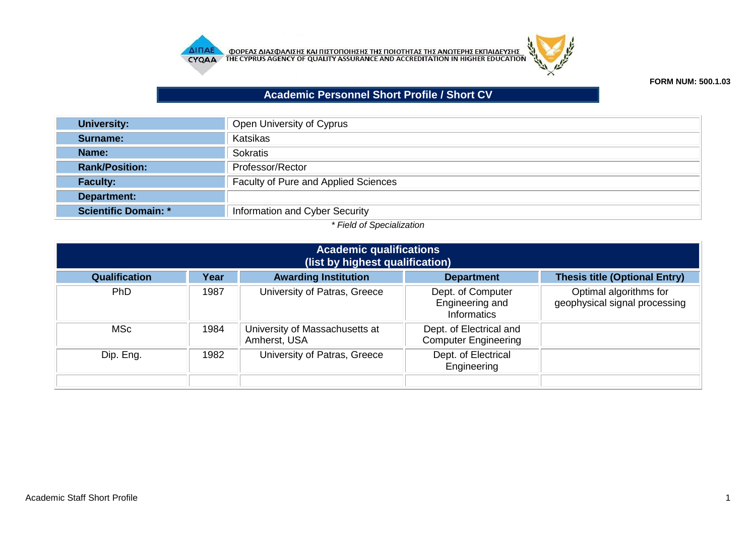ΦΟΡΕΑΣ ΔΙΑΣΦΑΛΙΣΗΣ ΚΑΙ ΠΙΣΤΟΠΟΙΗΣΗΣ ΤΗΣ ΠΟΙΟΤΗΤΑΣ ΤΗΣ ΑΝΩΤΕΡΗΣ ΕΚΠΑΙΔΕΥΣΗΣ
THE CYPRUS AGENCY OF QUALITY ASSURANCE AND ACCREDITATION IN HIGHER EDUCATION

**FORM NUM: 500.1.03**

# Academic Personnel Short Profile / Short CV

| | |
|---|---|
| **University:** | Open University of Cyprus |
| **Surname:** | Katsikas |
| **Name:** | Sokratis |
| **Rank/Position:** | Professor/Rector |
| **Faculty:** | Faculty of Pure and Applied Sciences |
| **Department:** | |
| **Scientific Domain: *** | Information and Cyber Security |

*\* Field of Specialization*

## Academic qualifications (list by highest qualification)

| Qualification | Year | Awarding Institution | Department | Thesis title (Optional Entry) |
|---|---|---|---|---|
| PhD | 1987 | University of Patras, Greece | Dept. of Computer Engineering and Informatics | Optimal algorithms for geophysical signal processing |
| MSc | 1984 | University of Massachusetts at Amherst, USA | Dept. of Electrical and Computer Engineering | |
| Dip. Eng. | 1982 | University of Patras, Greece | Dept. of Electrical Engineering | |
| | | | | |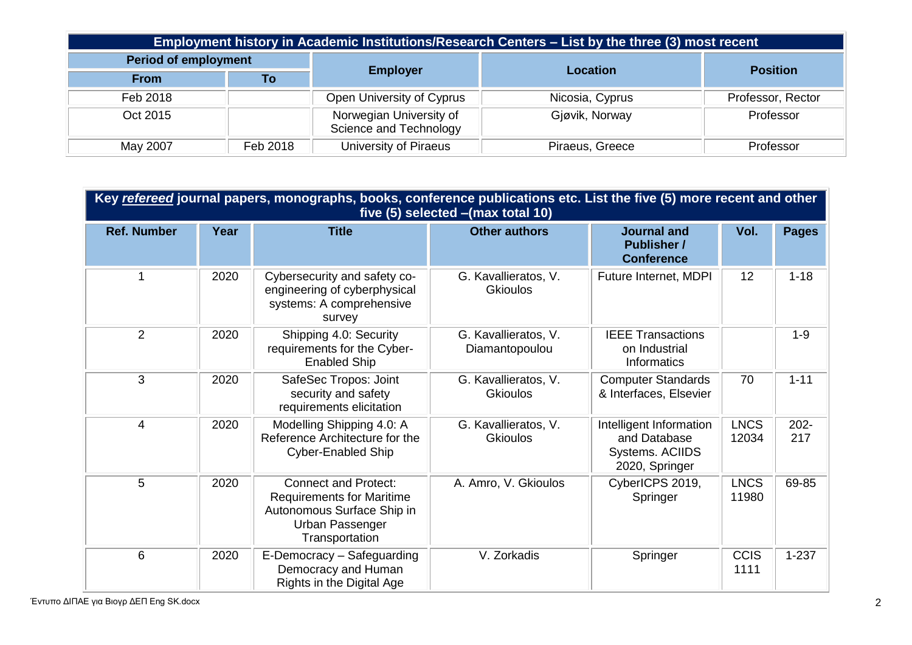| Employment history in Academic Institutions/Research Centers – List by the three (3) most recent | | | | |
|---|---|---|---|---|
| Period of employment | | Employer | Location | Position |
| From | To | | | |
| Feb 2018 | | Open University of Cyprus | Nicosia, Cyprus | Professor, Rector |
| Oct 2015 | | Norwegian University of Science and Technology | Gjøvik, Norway | Professor |
| May 2007 | Feb 2018 | University of Piraeus | Piraeus, Greece | Professor |

| Key *refereed* journal papers, monographs, books, conference publications etc. List the five (5) more recent and other five (5) selected –(max total 10) | | | | | | |
|---|---|---|---|---|---|---|
| Ref. Number | Year | Title | Other authors | Journal and Publisher / Conference | Vol. | Pages |
| 1 | 2020 | Cybersecurity and safety co-engineering of cyberphysical systems: A comprehensive survey | G. Kavallieratos, V. Gkioulos | Future Internet, MDPI | 12 | 1-18 |
| 2 | 2020 | Shipping 4.0: Security requirements for the Cyber-Enabled Ship | G. Kavallieratos, V. Diamantopoulou | IEEE Transactions on Industrial Informatics | | 1-9 |
| 3 | 2020 | SafeSec Tropos: Joint security and safety requirements elicitation | G. Kavallieratos, V. Gkioulos | Computer Standards & Interfaces, Elsevier | 70 | 1-11 |
| 4 | 2020 | Modelling Shipping 4.0: A Reference Architecture for the Cyber-Enabled Ship | G. Kavallieratos, V. Gkioulos | Intelligent Information and Database Systems. ACIIDS 2020, Springer | LNCS 12034 | 202-217 |
| 5 | 2020 | Connect and Protect: Requirements for Maritime Autonomous Surface Ship in Urban Passenger Transportation | A. Amro, V. Gkioulos | CyberICPS 2019, Springer | LNCS 11980 | 69-85 |
| 6 | 2020 | E-Democracy – Safeguarding Democracy and Human Rights in the Digital Age | V. Zorkadis | Springer | CCIS 1111 | 1-237 |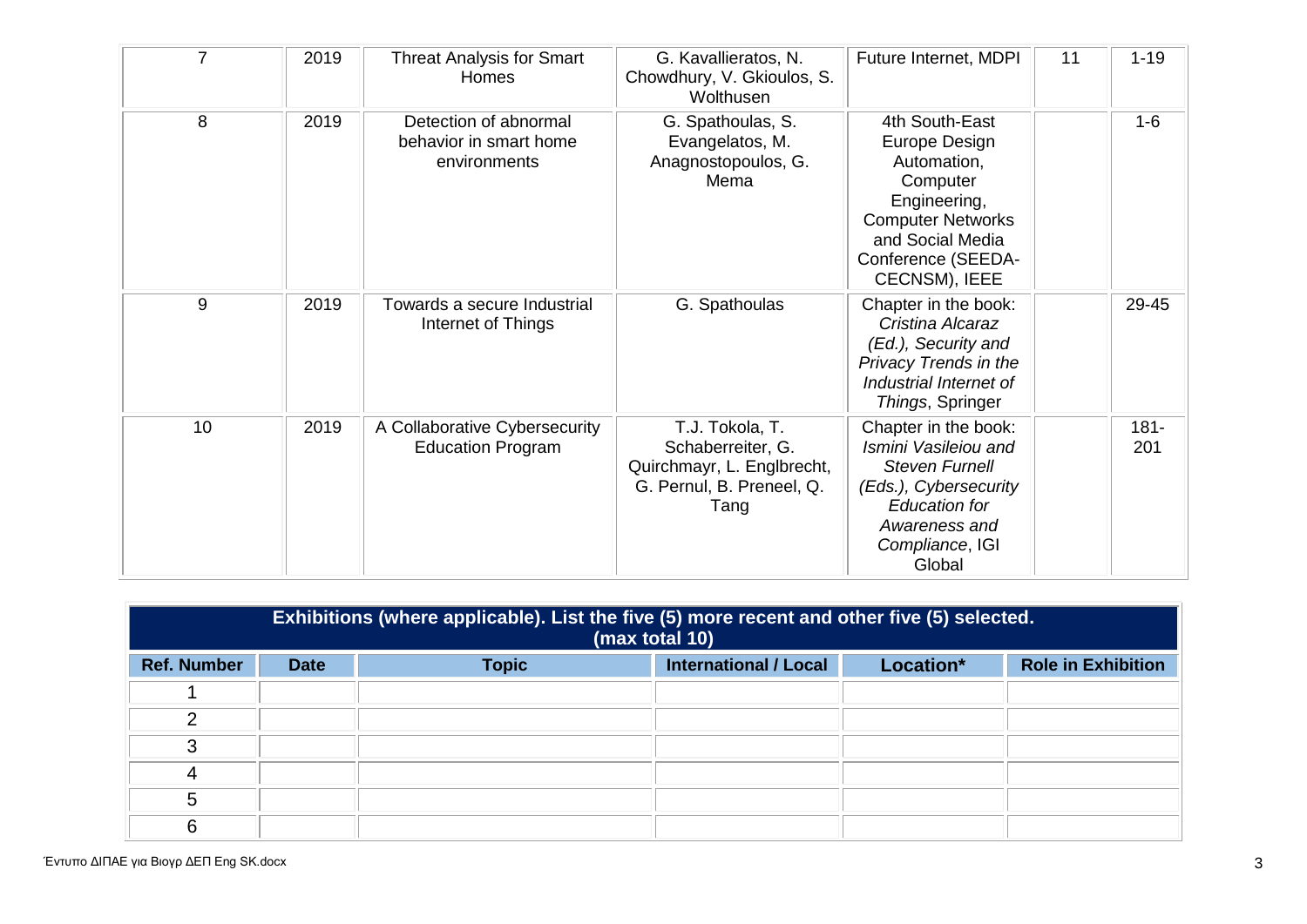| | | | | | | |
|---|---|---|---|---|---|---|
| 7 | 2019 | Threat Analysis for Smart Homes | G. Kavallieratos, N. Chowdhury, V. Gkioulos, S. Wolthusen | Future Internet, MDPI | 11 | 1-19 |
| 8 | 2019 | Detection of abnormal behavior in smart home environments | G. Spathoulas, S. Evangelatos, M. Anagnostopoulos, G. Mema | 4th South-East Europe Design Automation, Computer Engineering, Computer Networks and Social Media Conference (SEEDA-CECNSM), IEEE | | 1-6 |
| 9 | 2019 | Towards a secure Industrial Internet of Things | G. Spathoulas | Chapter in the book: *Cristina Alcaraz (Ed.), Security and Privacy Trends in the Industrial Internet of Things*, Springer | | 29-45 |
| 10 | 2019 | A Collaborative Cybersecurity Education Program | T.J. Tokola, T. Schaberreiter, G. Quirchmayr, L. Englbrecht, G. Pernul, B. Preneel, Q. Tang | Chapter in the book: *Ismini Vasileiou and Steven Furnell (Eds.), Cybersecurity Education for Awareness and Compliance*, IGI Global | | 181-201 |

**Exhibitions (where applicable). List the five (5) more recent and other five (5) selected. (max total 10)**

| Ref. Number | Date | Topic | International / Local | Location* | Role in Exhibition |
|---|---|---|---|---|---|
| 1 | | | | | |
| 2 | | | | | |
| 3 | | | | | |
| 4 | | | | | |
| 5 | | | | | |
| 6 | | | | | |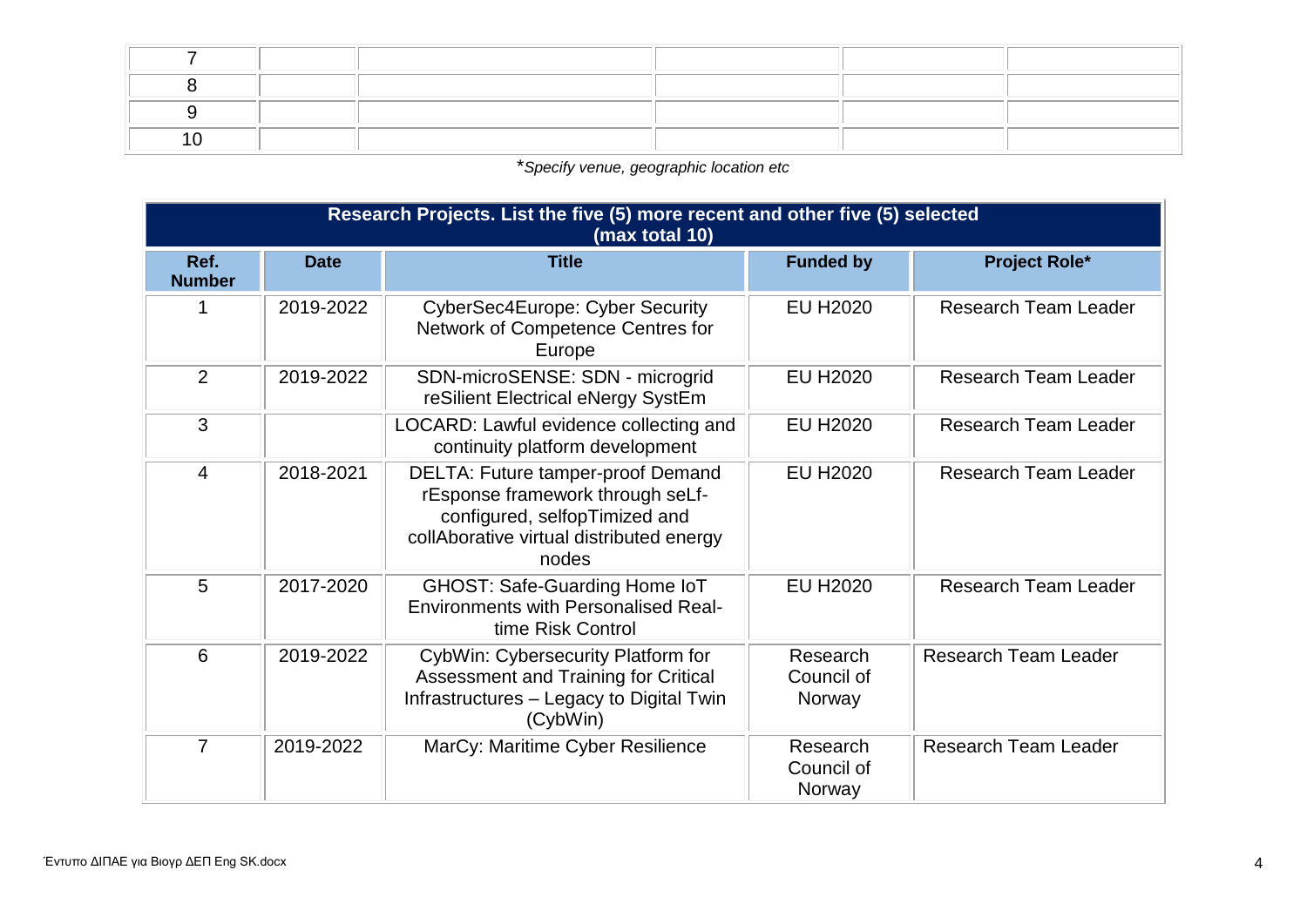| 7 | | | | | |
|---|---|---|---|---|---|
| 8 | | | | | |
| 9 | | | | | |
| 10 | | | | | |

**Specify venue, geographic location etc*

| Research Projects. List the five (5) more recent and other five (5) selected (max total 10) | | | | |
|---|---|---|---|---|
| **Ref. Number** | **Date** | **Title** | **Funded by** | **Project Role*** |
| 1 | 2019-2022 | CyberSec4Europe: Cyber Security Network of Competence Centres for Europe | EU H2020 | Research Team Leader |
| 2 | 2019-2022 | SDN-microSENSE: SDN - microgrid reSilient Electrical eNergy SystEm | EU H2020 | Research Team Leader |
| 3 | | LOCARD: Lawful evidence collecting and continuity platform development | EU H2020 | Research Team Leader |
| 4 | 2018-2021 | DELTA: Future tamper-proof Demand rEsponse framework through seLf-configured, selfopTimized and collAborative virtual distributed energy nodes | EU H2020 | Research Team Leader |
| 5 | 2017-2020 | GHOST: Safe-Guarding Home IoT Environments with Personalised Real-time Risk Control | EU H2020 | Research Team Leader |
| 6 | 2019-2022 | CybWin: Cybersecurity Platform for Assessment and Training for Critical Infrastructures – Legacy to Digital Twin (CybWin) | Research Council of Norway | Research Team Leader |
| 7 | 2019-2022 | MarCy: Maritime Cyber Resilience | Research Council of Norway | Research Team Leader |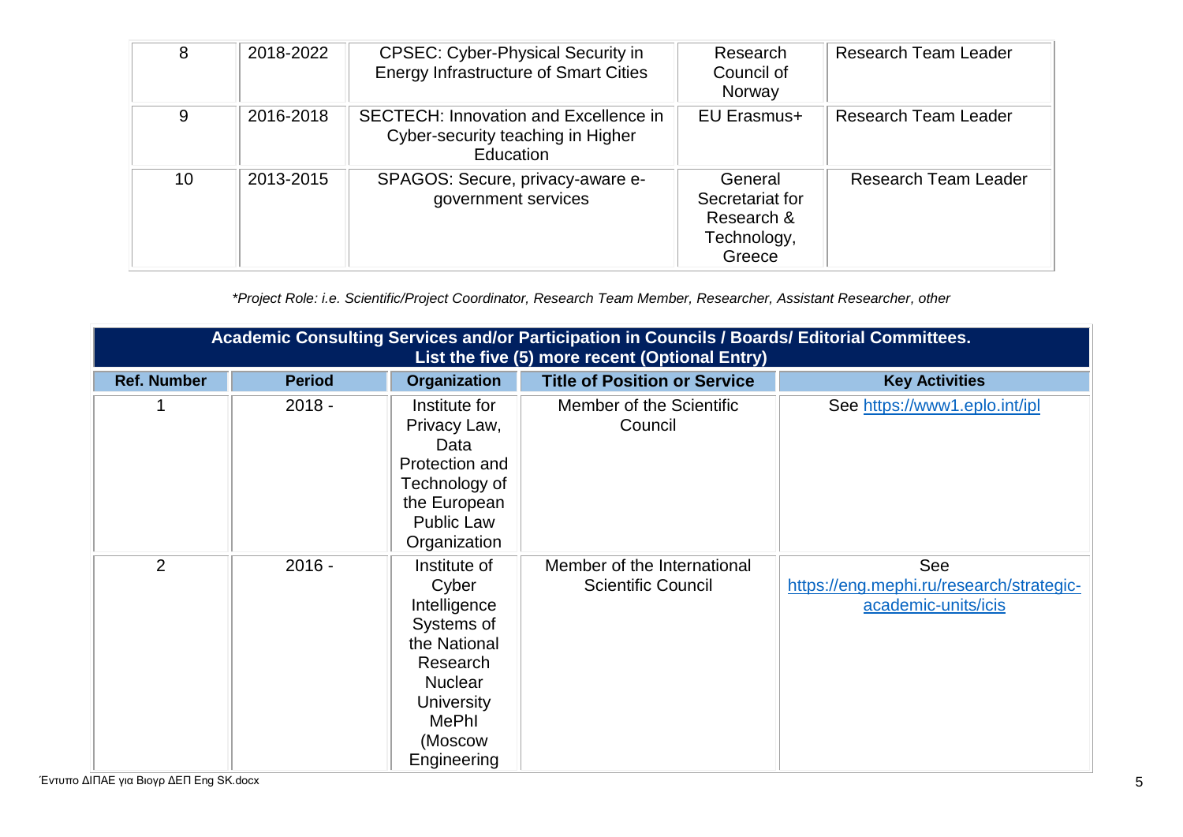| 8 | 2018-2022 | CPSEC: Cyber-Physical Security in Energy Infrastructure of Smart Cities | Research Council of Norway | Research Team Leader |
|---|---|---|---|---|
| 9 | 2016-2018 | SECTECH: Innovation and Excellence in Cyber-security teaching in Higher Education | EU Erasmus+ | Research Team Leader |
| 10 | 2013-2015 | SPAGOS: Secure, privacy-aware e-government services | General Secretariat for Research & Technology, Greece | Research Team Leader |

*\*Project Role: i.e. Scientific/Project Coordinator, Research Team Member, Researcher, Assistant Researcher, other*

| **Academic Consulting Services and/or Participation in Councils / Boards/ Editorial Committees. List the five (5) more recent (Optional Entry)** | | | | |
|---|---|---|---|---|
| **Ref. Number** | **Period** | **Organization** | **Title of Position or Service** | **Key Activities** |
| 1 | 2018 - | Institute for Privacy Law, Data Protection and Technology of the European Public Law Organization | Member of the Scientific Council | See https://www1.eplo.int/ipl |
| 2 | 2016 - | Institute of Cyber Intelligence Systems of the National Research Nuclear University MePhI (Moscow Engineering | Member of the International Scientific Council | See https://eng.mephi.ru/research/strategic-academic-units/icis |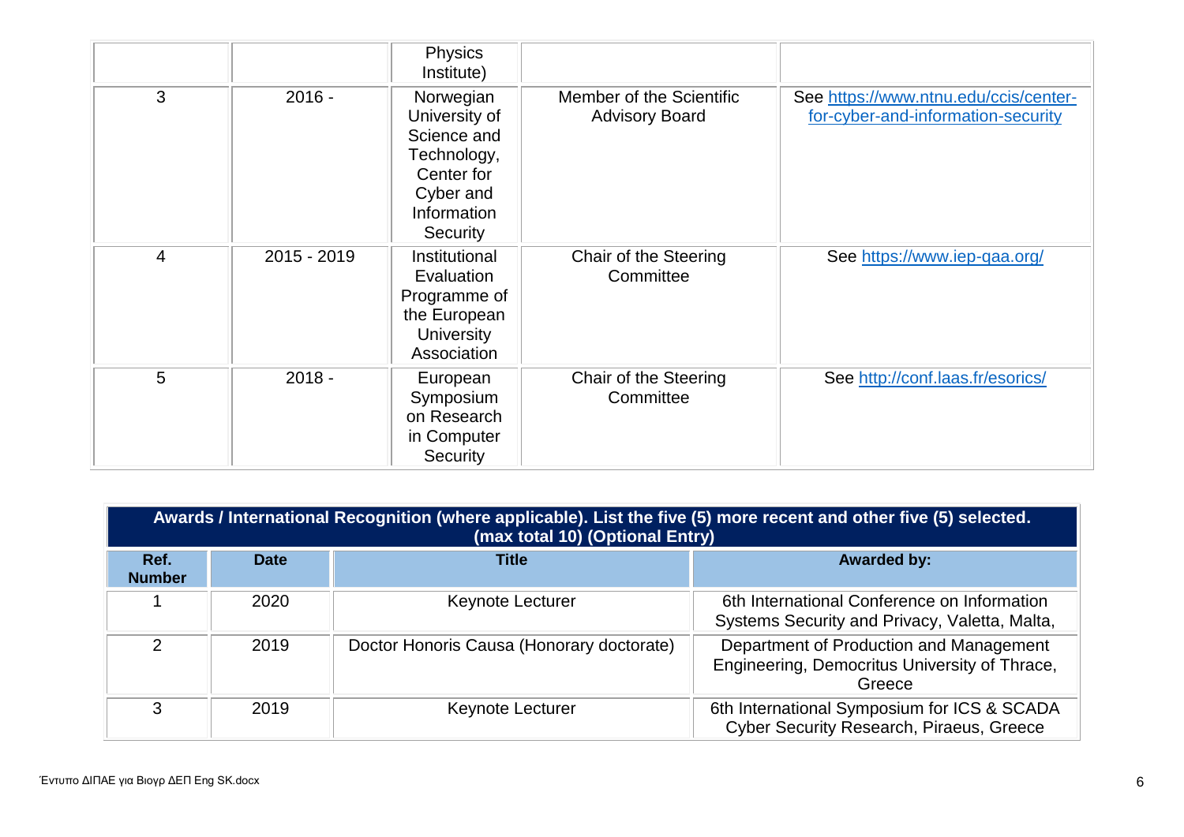| | | Physics Institute) | | |
|---|---|---|---|---|
| 3 | 2016 - | Norwegian University of Science and Technology, Center for Cyber and Information Security | Member of the Scientific Advisory Board | See https://www.ntnu.edu/ccis/center-for-cyber-and-information-security |
| 4 | 2015 - 2019 | Institutional Evaluation Programme of the European University Association | Chair of the Steering Committee | See https://www.iep-qaa.org/ |
| 5 | 2018 - | European Symposium on Research in Computer Security | Chair of the Steering Committee | See http://conf.laas.fr/esorics/ |

| **Awards / International Recognition (where applicable). List the five (5) more recent and other five (5) selected. (max total 10) (Optional Entry)** | | | |
|---|---|---|---|
| **Ref. Number** | **Date** | **Title** | **Awarded by:** |
| 1 | 2020 | Keynote Lecturer | 6th International Conference on Information Systems Security and Privacy, Valetta, Malta, |
| 2 | 2019 | Doctor Honoris Causa (Honorary doctorate) | Department of Production and Management Engineering, Democritus University of Thrace, Greece |
| 3 | 2019 | Keynote Lecturer | 6th International Symposium for ICS & SCADA Cyber Security Research, Piraeus, Greece |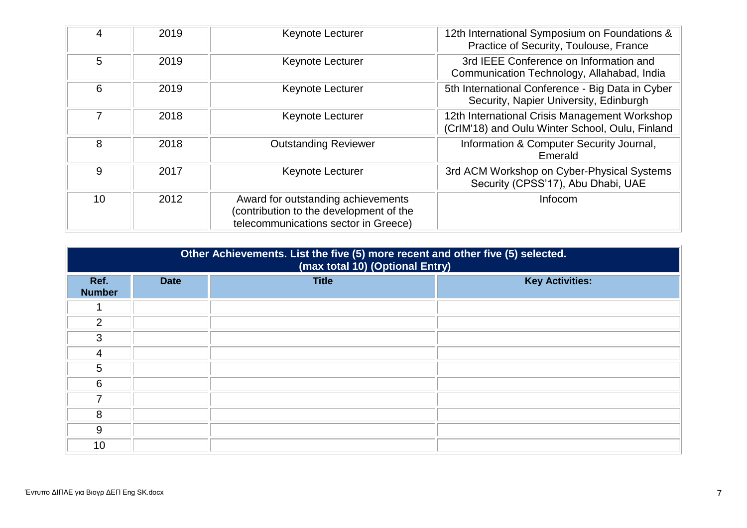| | | | |
|---|---|---|---|
| 4 | 2019 | Keynote Lecturer | 12th International Symposium on Foundations & Practice of Security, Toulouse, France |
| 5 | 2019 | Keynote Lecturer | 3rd IEEE Conference on Information and Communication Technology, Allahabad, India |
| 6 | 2019 | Keynote Lecturer | 5th International Conference - Big Data in Cyber Security, Napier University, Edinburgh |
| 7 | 2018 | Keynote Lecturer | 12th International Crisis Management Workshop (CrIM'18) and Oulu Winter School, Oulu, Finland |
| 8 | 2018 | Outstanding Reviewer | Information & Computer Security Journal, Emerald |
| 9 | 2017 | Keynote Lecturer | 3rd ACM Workshop on Cyber-Physical Systems Security (CPSS'17), Abu Dhabi, UAE |
| 10 | 2012 | Award for outstanding achievements (contribution to the development of the telecommunications sector in Greece) | Infocom |

**Other Achievements. List the five (5) more recent and other five (5) selected. (max total 10) (Optional Entry)**

| Ref. Number | Date | Title | Key Activities: |
|---|---|---|---|
| 1 | | | |
| 2 | | | |
| 3 | | | |
| 4 | | | |
| 5 | | | |
| 6 | | | |
| 7 | | | |
| 8 | | | |
| 9 | | | |
| 10 | | | |